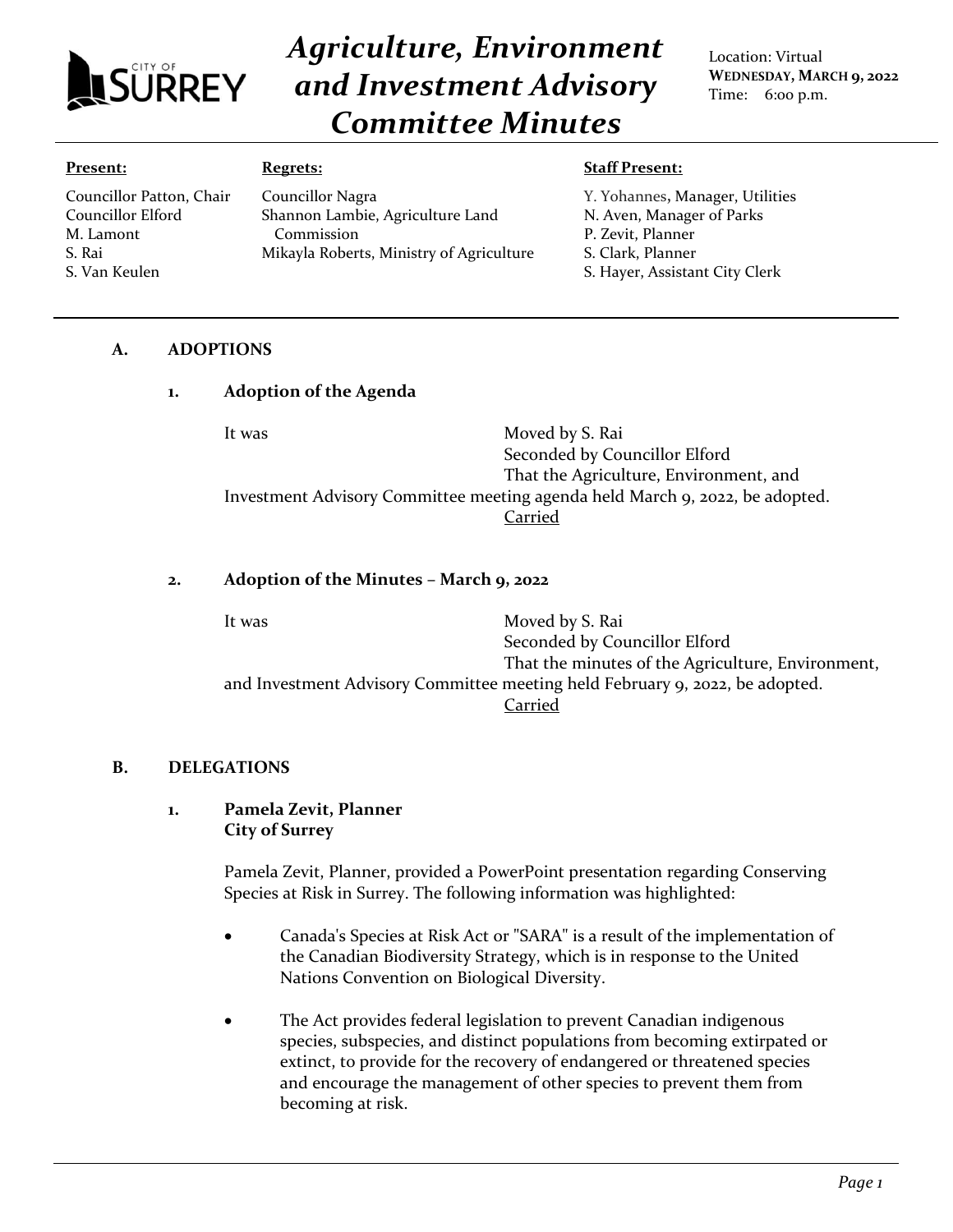# Agriculture, Environment and Investment Advisory Committee Minutes

Location: Virtual
**WEDNESDAY, MARCH 9, 2022**
Time: 6:00 p.m.

| **Present:** | **Regrets:** | **Staff Present:** |
|---|---|---|
| Councillor Patton, Chair | Councillor Nagra | Y. Yohannes, Manager, Utilities |
| Councillor Elford | Shannon Lambie, Agriculture Land Commission | N. Aven, Manager of Parks |
| M. Lamont | Mikayla Roberts, Ministry of Agriculture | P. Zevit, Planner |
| S. Rai | | S. Clark, Planner |
| S. Van Keulen | | S. Hayer, Assistant City Clerk |

## A. ADOPTIONS

### 1. Adoption of the Agenda

It was Moved by S. Rai
Seconded by Councillor Elford
That the Agriculture, Environment, and Investment Advisory Committee meeting agenda held March 9, 2022, be adopted.
Carried

### 2. Adoption of the Minutes – March 9, 2022

It was Moved by S. Rai
Seconded by Councillor Elford
That the minutes of the Agriculture, Environment, and Investment Advisory Committee meeting held February 9, 2022, be adopted.
Carried

## B. DELEGATIONS

### 1. Pamela Zevit, Planner City of Surrey

Pamela Zevit, Planner, provided a PowerPoint presentation regarding Conserving Species at Risk in Surrey. The following information was highlighted:

- Canada's Species at Risk Act or "SARA" is a result of the implementation of the Canadian Biodiversity Strategy, which is in response to the United Nations Convention on Biological Diversity.
- The Act provides federal legislation to prevent Canadian indigenous species, subspecies, and distinct populations from becoming extirpated or extinct, to provide for the recovery of endangered or threatened species and encourage the management of other species to prevent them from becoming at risk.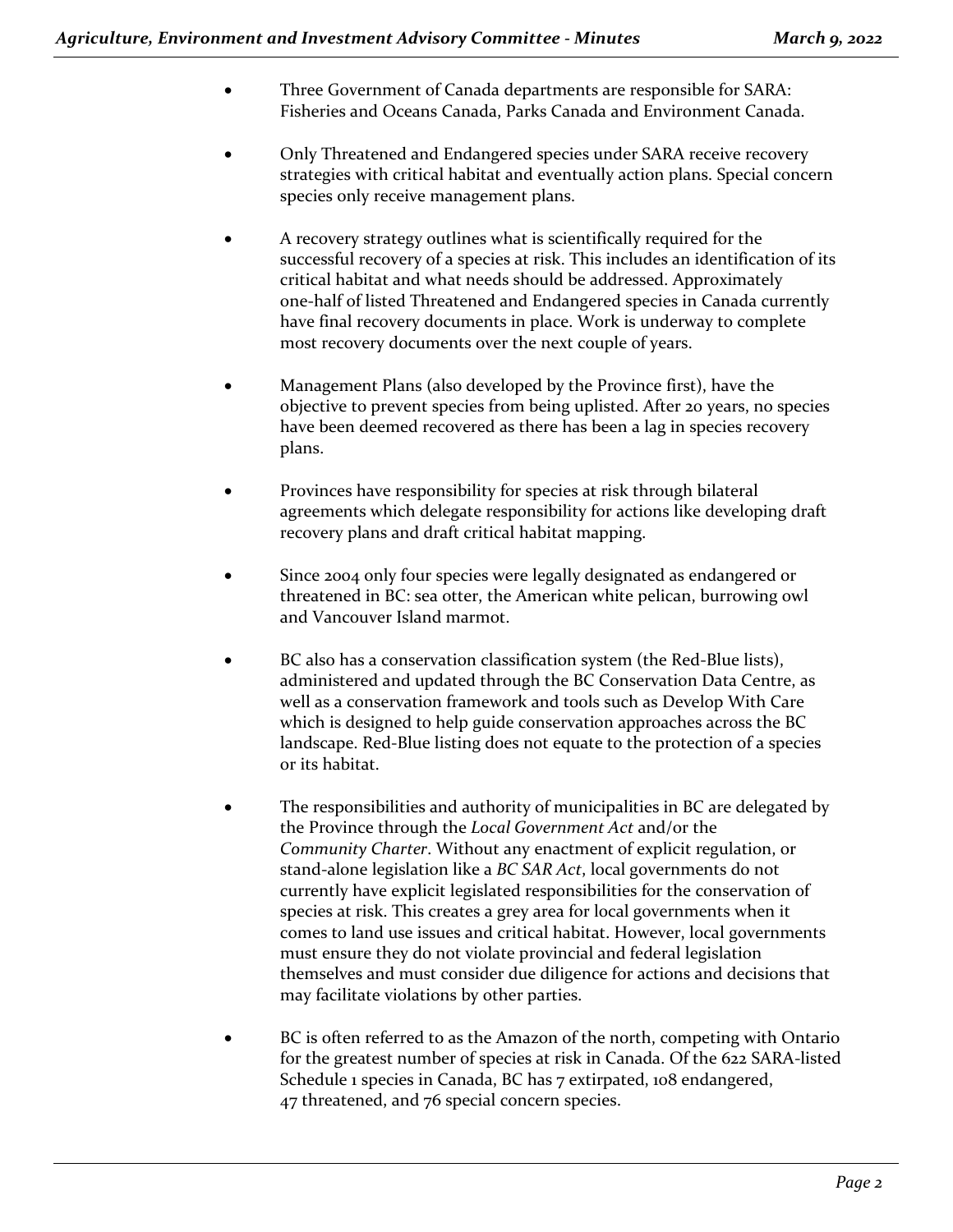- Three Government of Canada departments are responsible for SARA: Fisheries and Oceans Canada, Parks Canada and Environment Canada.

- Only Threatened and Endangered species under SARA receive recovery strategies with critical habitat and eventually action plans. Special concern species only receive management plans.

- A recovery strategy outlines what is scientifically required for the successful recovery of a species at risk. This includes an identification of its critical habitat and what needs should be addressed. Approximately one-half of listed Threatened and Endangered species in Canada currently have final recovery documents in place. Work is underway to complete most recovery documents over the next couple of years.

- Management Plans (also developed by the Province first), have the objective to prevent species from being uplisted. After 20 years, no species have been deemed recovered as there has been a lag in species recovery plans.

- Provinces have responsibility for species at risk through bilateral agreements which delegate responsibility for actions like developing draft recovery plans and draft critical habitat mapping.

- Since 2004 only four species were legally designated as endangered or threatened in BC: sea otter, the American white pelican, burrowing owl and Vancouver Island marmot.

- BC also has a conservation classification system (the Red-Blue lists), administered and updated through the BC Conservation Data Centre, as well as a conservation framework and tools such as Develop With Care which is designed to help guide conservation approaches across the BC landscape. Red-Blue listing does not equate to the protection of a species or its habitat.

- The responsibilities and authority of municipalities in BC are delegated by the Province through the *Local Government Act* and/or the *Community Charter*. Without any enactment of explicit regulation, or stand-alone legislation like a *BC SAR Act*, local governments do not currently have explicit legislated responsibilities for the conservation of species at risk. This creates a grey area for local governments when it comes to land use issues and critical habitat. However, local governments must ensure they do not violate provincial and federal legislation themselves and must consider due diligence for actions and decisions that may facilitate violations by other parties.

- BC is often referred to as the Amazon of the north, competing with Ontario for the greatest number of species at risk in Canada. Of the 622 SARA-listed Schedule 1 species in Canada, BC has 7 extirpated, 108 endangered, 47 threatened, and 76 special concern species.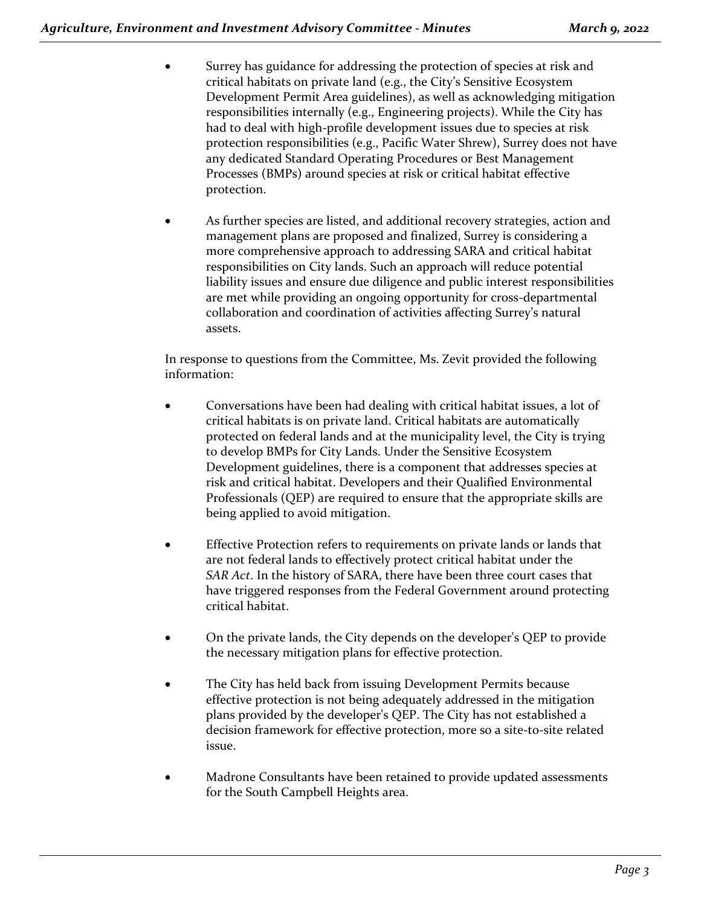- Surrey has guidance for addressing the protection of species at risk and critical habitats on private land (e.g., the City's Sensitive Ecosystem Development Permit Area guidelines), as well as acknowledging mitigation responsibilities internally (e.g., Engineering projects). While the City has had to deal with high-profile development issues due to species at risk protection responsibilities (e.g., Pacific Water Shrew), Surrey does not have any dedicated Standard Operating Procedures or Best Management Processes (BMPs) around species at risk or critical habitat effective protection.

- As further species are listed, and additional recovery strategies, action and management plans are proposed and finalized, Surrey is considering a more comprehensive approach to addressing SARA and critical habitat responsibilities on City lands. Such an approach will reduce potential liability issues and ensure due diligence and public interest responsibilities are met while providing an ongoing opportunity for cross-departmental collaboration and coordination of activities affecting Surrey's natural assets.

In response to questions from the Committee, Ms. Zevit provided the following information:

- Conversations have been had dealing with critical habitat issues, a lot of critical habitats is on private land. Critical habitats are automatically protected on federal lands and at the municipality level, the City is trying to develop BMPs for City Lands. Under the Sensitive Ecosystem Development guidelines, there is a component that addresses species at risk and critical habitat. Developers and their Qualified Environmental Professionals (QEP) are required to ensure that the appropriate skills are being applied to avoid mitigation.

- Effective Protection refers to requirements on private lands or lands that are not federal lands to effectively protect critical habitat under the *SAR Act*. In the history of SARA, there have been three court cases that have triggered responses from the Federal Government around protecting critical habitat.

- On the private lands, the City depends on the developer's QEP to provide the necessary mitigation plans for effective protection.

- The City has held back from issuing Development Permits because effective protection is not being adequately addressed in the mitigation plans provided by the developer's QEP. The City has not established a decision framework for effective protection, more so a site-to-site related issue.

- Madrone Consultants have been retained to provide updated assessments for the South Campbell Heights area.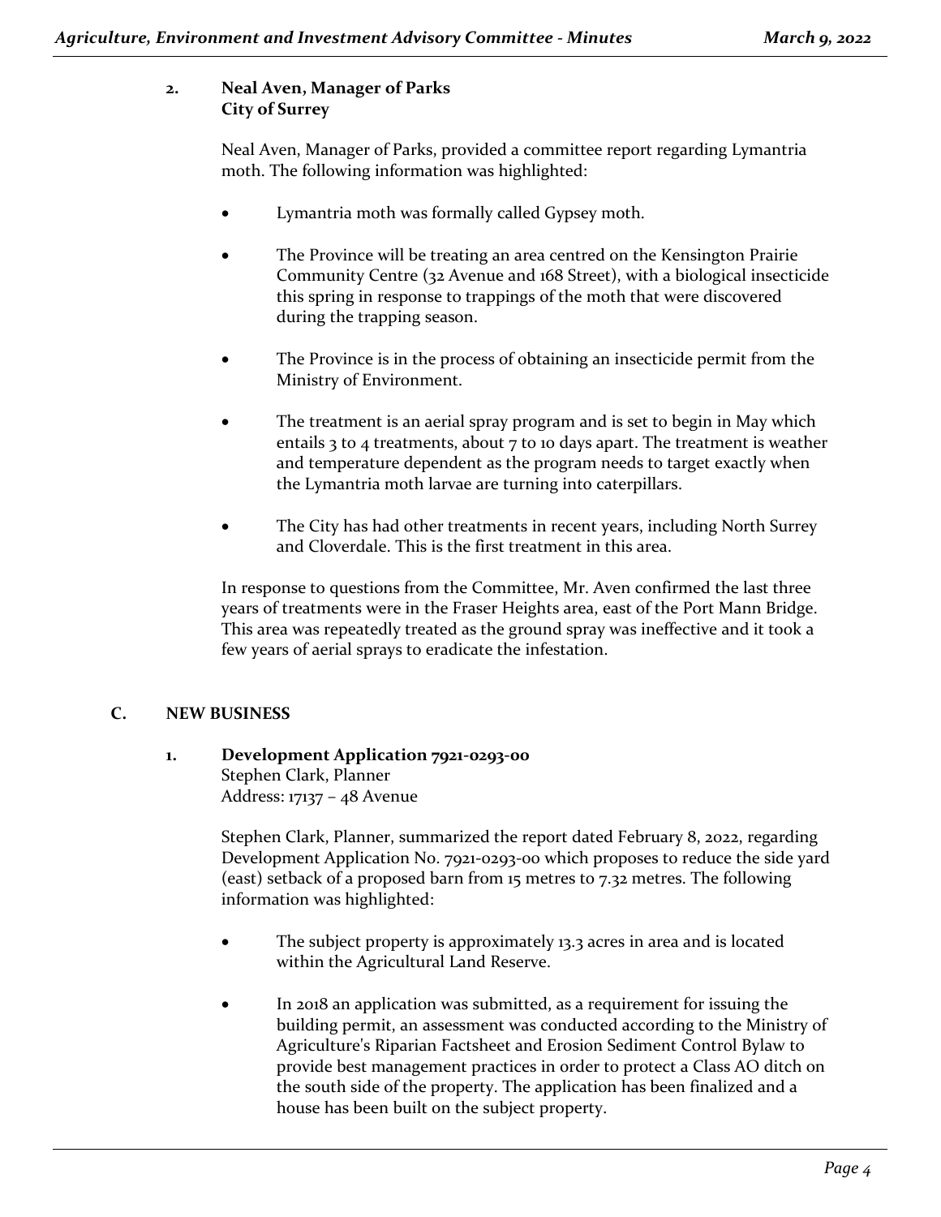**2. Neal Aven, Manager of Parks**
**City of Surrey**

Neal Aven, Manager of Parks, provided a committee report regarding Lymantria moth. The following information was highlighted:

- Lymantria moth was formally called Gypsey moth.
- The Province will be treating an area centred on the Kensington Prairie Community Centre (32 Avenue and 168 Street), with a biological insecticide this spring in response to trappings of the moth that were discovered during the trapping season.
- The Province is in the process of obtaining an insecticide permit from the Ministry of Environment.
- The treatment is an aerial spray program and is set to begin in May which entails 3 to 4 treatments, about 7 to 10 days apart. The treatment is weather and temperature dependent as the program needs to target exactly when the Lymantria moth larvae are turning into caterpillars.
- The City has had other treatments in recent years, including North Surrey and Cloverdale. This is the first treatment in this area.

In response to questions from the Committee, Mr. Aven confirmed the last three years of treatments were in the Fraser Heights area, east of the Port Mann Bridge. This area was repeatedly treated as the ground spray was ineffective and it took a few years of aerial sprays to eradicate the infestation.

## C. NEW BUSINESS

**1. Development Application 7921-0293-00**
Stephen Clark, Planner
Address: 17137 – 48 Avenue

Stephen Clark, Planner, summarized the report dated February 8, 2022, regarding Development Application No. 7921-0293-00 which proposes to reduce the side yard (east) setback of a proposed barn from 15 metres to 7.32 metres. The following information was highlighted:

- The subject property is approximately 13.3 acres in area and is located within the Agricultural Land Reserve.
- In 2018 an application was submitted, as a requirement for issuing the building permit, an assessment was conducted according to the Ministry of Agriculture's Riparian Factsheet and Erosion Sediment Control Bylaw to provide best management practices in order to protect a Class AO ditch on the south side of the property. The application has been finalized and a house has been built on the subject property.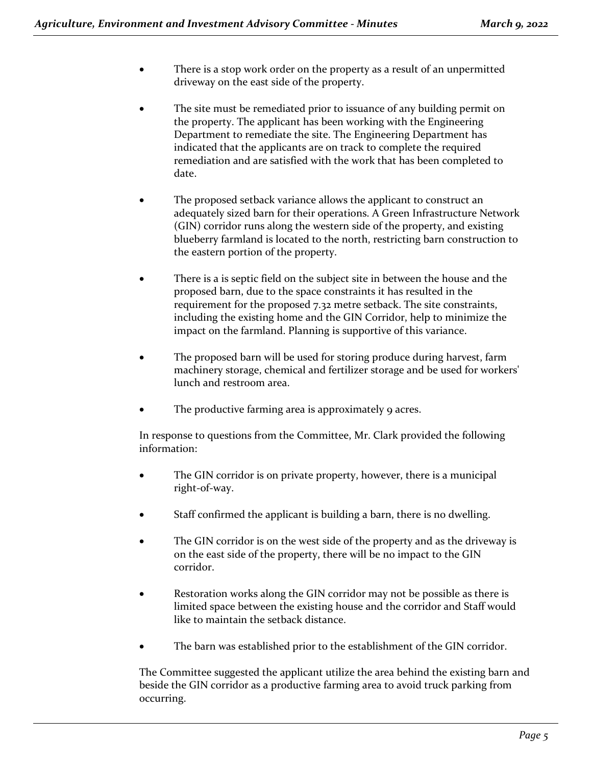- There is a stop work order on the property as a result of an unpermitted driveway on the east side of the property.

- The site must be remediated prior to issuance of any building permit on the property. The applicant has been working with the Engineering Department to remediate the site. The Engineering Department has indicated that the applicants are on track to complete the required remediation and are satisfied with the work that has been completed to date.

- The proposed setback variance allows the applicant to construct an adequately sized barn for their operations. A Green Infrastructure Network (GIN) corridor runs along the western side of the property, and existing blueberry farmland is located to the north, restricting barn construction to the eastern portion of the property.

- There is a is septic field on the subject site in between the house and the proposed barn, due to the space constraints it has resulted in the requirement for the proposed 7.32 metre setback. The site constraints, including the existing home and the GIN Corridor, help to minimize the impact on the farmland. Planning is supportive of this variance.

- The proposed barn will be used for storing produce during harvest, farm machinery storage, chemical and fertilizer storage and be used for workers' lunch and restroom area.

- The productive farming area is approximately 9 acres.

In response to questions from the Committee, Mr. Clark provided the following information:

- The GIN corridor is on private property, however, there is a municipal right-of-way.

- Staff confirmed the applicant is building a barn, there is no dwelling.

- The GIN corridor is on the west side of the property and as the driveway is on the east side of the property, there will be no impact to the GIN corridor.

- Restoration works along the GIN corridor may not be possible as there is limited space between the existing house and the corridor and Staff would like to maintain the setback distance.

- The barn was established prior to the establishment of the GIN corridor.

The Committee suggested the applicant utilize the area behind the existing barn and beside the GIN corridor as a productive farming area to avoid truck parking from occurring.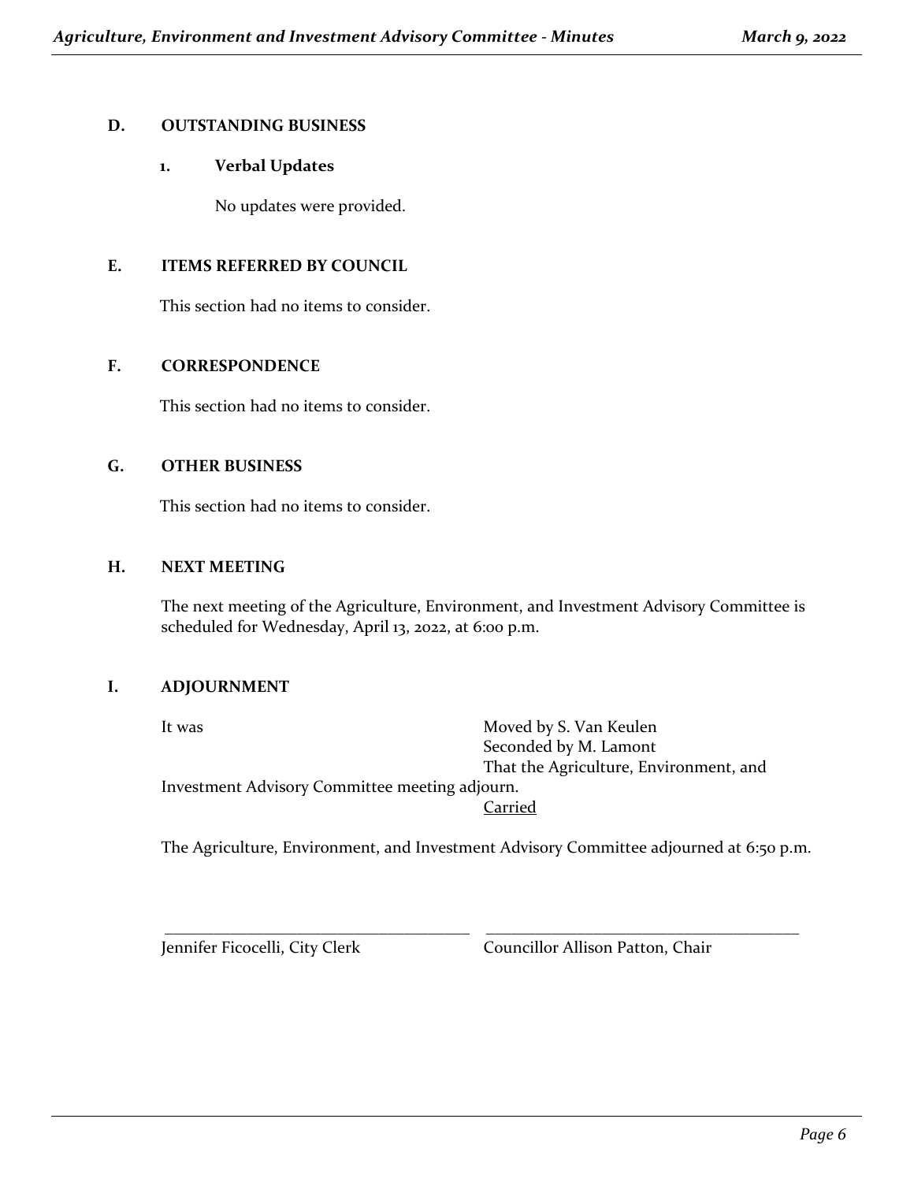## D. OUTSTANDING BUSINESS

### 1. Verbal Updates

No updates were provided.

## E. ITEMS REFERRED BY COUNCIL

This section had no items to consider.

## F. CORRESPONDENCE

This section had no items to consider.

## G. OTHER BUSINESS

This section had no items to consider.

## H. NEXT MEETING

The next meeting of the Agriculture, Environment, and Investment Advisory Committee is scheduled for Wednesday, April 13, 2022, at 6:00 p.m.

## I. ADJOURNMENT

It was Moved by S. Van Keulen
Seconded by M. Lamont
That the Agriculture, Environment, and Investment Advisory Committee meeting adjourn.

Carried

The Agriculture, Environment, and Investment Advisory Committee adjourned at 6:50 p.m.

\_\_\_\_\_\_\_\_\_\_\_\_\_\_\_\_\_\_\_\_\_\_\_\_\_\_\_\_\_\_
Jennifer Ficocelli, City Clerk

\_\_\_\_\_\_\_\_\_\_\_\_\_\_\_\_\_\_\_\_\_\_\_\_\_\_\_\_\_\_
Councillor Allison Patton, Chair